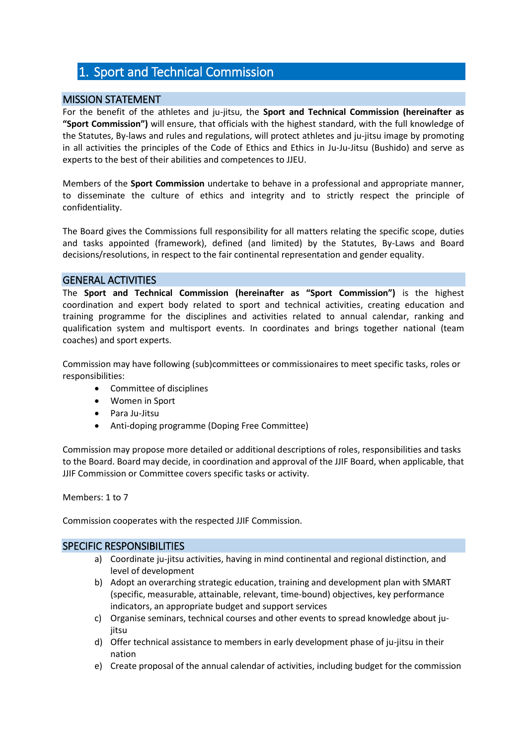# 1. Sport and Technical Commission

## MISSION STATEMENT

For the benefit of the athletes and ju-jitsu, the **Sport and Technical Commission (hereinafter as "Sport Commission")** will ensure, that officials with the highest standard, with the full knowledge of the Statutes, By-laws and rules and regulations, will protect athletes and ju-jitsu image by promoting in all activities the principles of the Code of Ethics and Ethics in Ju-Ju-Jitsu (Bushido) and serve as experts to the best of their abilities and competences to JJEU.

Members of the **Sport Commission** undertake to behave in a professional and appropriate manner, to disseminate the culture of ethics and integrity and to strictly respect the principle of confidentiality.

The Board gives the Commissions full responsibility for all matters relating the specific scope, duties and tasks appointed (framework), defined (and limited) by the Statutes, By-Laws and Board decisions/resolutions, in respect to the fair continental representation and gender equality.

## GENERAL ACTIVITIES

The **Sport and Technical Commission (hereinafter as "Sport Commission")** is the highest coordination and expert body related to sport and technical activities, creating education and training programme for the disciplines and activities related to annual calendar, ranking and qualification system and multisport events. In coordinates and brings together national (team coaches) and sport experts.

Commission may have following (sub)committees or commissionaires to meet specific tasks, roles or responsibilities:

- Committee of disciplines
- Women in Sport
- Para Ju-Jitsu
- Anti-doping programme (Doping Free Committee)

Commission may propose more detailed or additional descriptions of roles, responsibilities and tasks to the Board. Board may decide, in coordination and approval of the JJIF Board, when applicable, that JJIF Commission or Committee covers specific tasks or activity.

Members: 1 to 7

Commission cooperates with the respected JJIF Commission.

## SPECIFIC RESPONSIBILITIES

a) Coordinate ju-jitsu activities, having in mind continental and regional distinction, and level of development
b) Adopt an overarching strategic education, training and development plan with SMART (specific, measurable, attainable, relevant, time-bound) objectives, key performance indicators, an appropriate budget and support services
c) Organise seminars, technical courses and other events to spread knowledge about ju-jitsu
d) Offer technical assistance to members in early development phase of ju-jitsu in their nation
e) Create proposal of the annual calendar of activities, including budget for the commission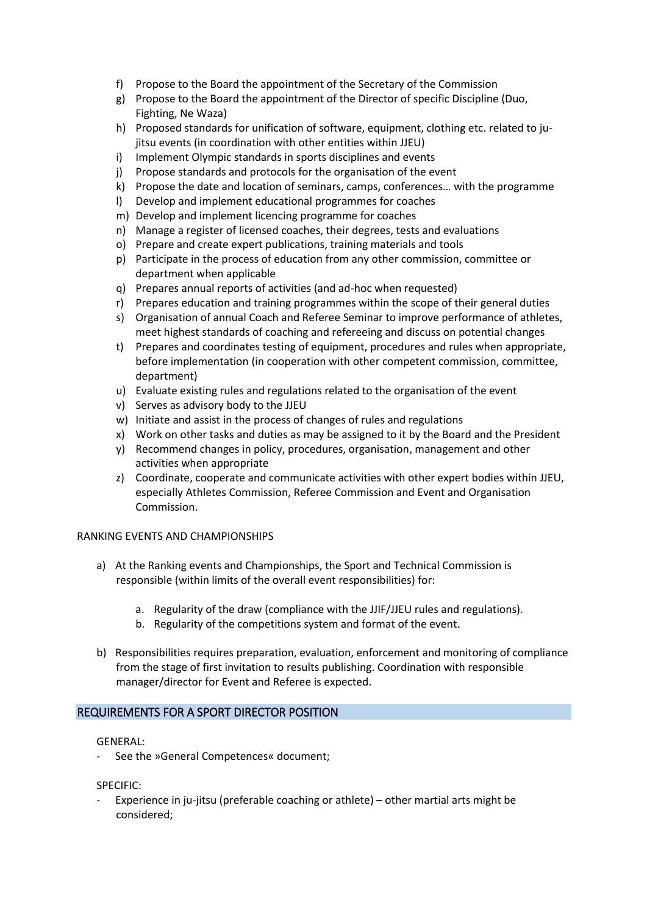f) Propose to the Board the appointment of the Secretary of the Commission
g) Propose to the Board the appointment of the Director of specific Discipline (Duo, Fighting, Ne Waza)
h) Proposed standards for unification of software, equipment, clothing etc. related to ju-jitsu events (in coordination with other entities within JJEU)
i) Implement Olympic standards in sports disciplines and events
j) Propose standards and protocols for the organisation of the event
k) Propose the date and location of seminars, camps, conferences… with the programme
l) Develop and implement educational programmes for coaches
m) Develop and implement licencing programme for coaches
n) Manage a register of licensed coaches, their degrees, tests and evaluations
o) Prepare and create expert publications, training materials and tools
p) Participate in the process of education from any other commission, committee or department when applicable
q) Prepares annual reports of activities (and ad-hoc when requested)
r) Prepares education and training programmes within the scope of their general duties
s) Organisation of annual Coach and Referee Seminar to improve performance of athletes, meet highest standards of coaching and refereeing and discuss on potential changes
t) Prepares and coordinates testing of equipment, procedures and rules when appropriate, before implementation (in cooperation with other competent commission, committee, department)
u) Evaluate existing rules and regulations related to the organisation of the event
v) Serves as advisory body to the JJEU
w) Initiate and assist in the process of changes of rules and regulations
x) Work on other tasks and duties as may be assigned to it by the Board and the President
y) Recommend changes in policy, procedures, organisation, management and other activities when appropriate
z) Coordinate, cooperate and communicate activities with other expert bodies within JJEU, especially Athletes Commission, Referee Commission and Event and Organisation Commission.

RANKING EVENTS AND CHAMPIONSHIPS

a) At the Ranking events and Championships, the Sport and Technical Commission is responsible (within limits of the overall event responsibilities) for:
    a. Regularity of the draw (compliance with the JJIF/JJEU rules and regulations).
    b. Regularity of the competitions system and format of the event.
b) Responsibilities requires preparation, evaluation, enforcement and monitoring of compliance from the stage of first invitation to results publishing. Coordination with responsible manager/director for Event and Referee is expected.

## REQUIREMENTS FOR A SPORT DIRECTOR POSITION

GENERAL:

- See the »General Competences« document;

SPECIFIC:

- Experience in ju-jitsu (preferable coaching or athlete) – other martial arts might be considered;